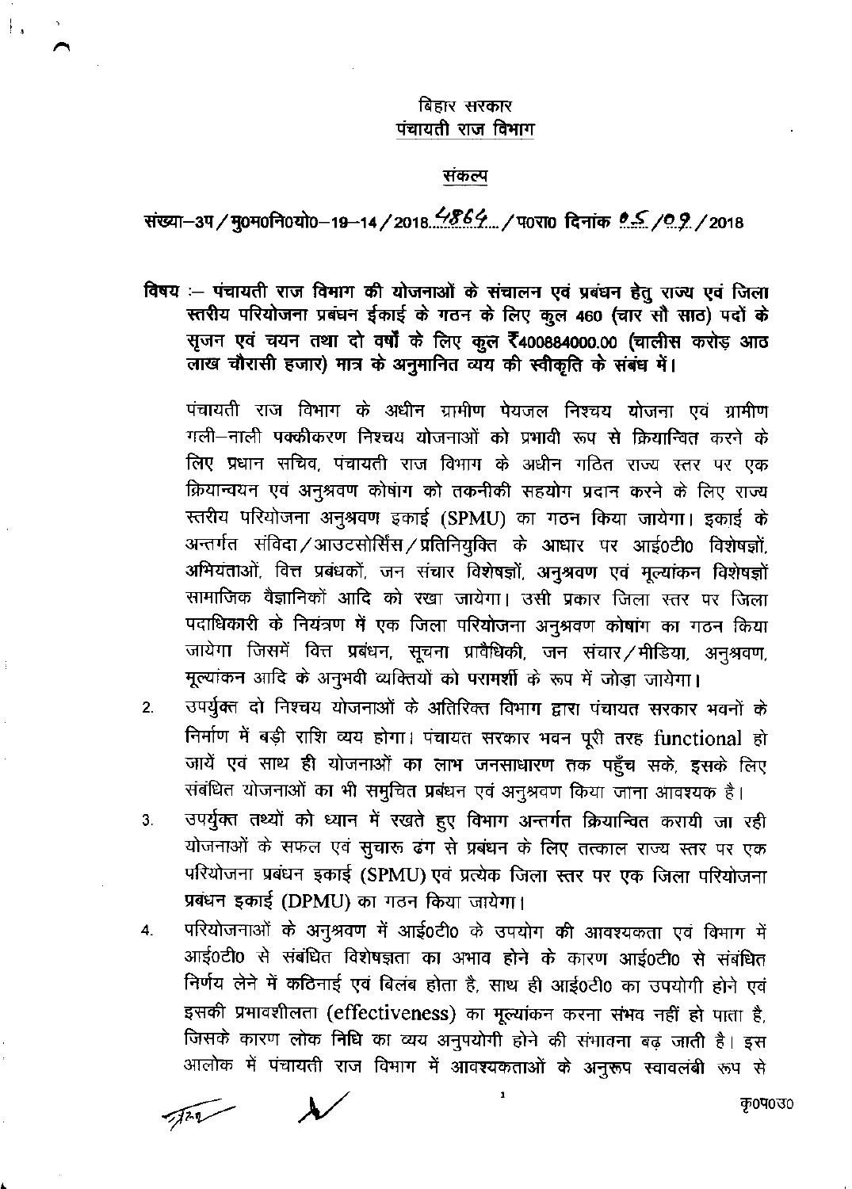बिहार सरकार
पंचायती राज विभाग

संकल्प

संख्या–3प / मु0म0नि0यो0–19–14 / 2018...4864.... / प0रा0 दिनांक 05 /09 / 2018

**विषय :– पंचायती राज विभाग की योजनाओं के संचालन एवं प्रबंधन हेतु राज्य एवं जिला स्तरीय परियोजना प्रबंधन ईकाई के गठन के लिए कुल 460 (चार सौ साठ) पदों के सृजन एवं चयन तथा दो वर्षों के लिए कुल ₹400884000.00 (चालीस करोड़ आठ लाख चौरासी हजार) मात्र के अनुमानित व्यय की स्वीकृति के संबंध में।**

पंचायती राज विभाग के अधीन ग्रामीण पेयजल निश्चय योजना एवं ग्रामीण गली–नाली पक्कीकरण निश्चय योजनाओं को प्रभावी रूप से क्रियान्वित करने के लिए प्रधान सचिव, पंचायती राज विभाग के अधीन गठित राज्य स्तर पर एक क्रियान्वयन एवं अनुश्रवण कोषांग को तकनीकी सहयोग प्रदान करने के लिए राज्य स्तरीय परियोजना अनुश्रवण इकाई (SPMU) का गठन किया जायेगा। इकाई के अन्तर्गत संविदा / आउटसोर्सिंस / प्रतिनियुक्ति के आधार पर आई0टी0 विशेषज्ञों, अभियंताओं, वित्त प्रबंधकों, जन संचार विशेषज्ञों, अनुश्रवण एवं मूल्यांकन विशेषज्ञों सामाजिक वैज्ञानिकों आदि को रखा जायेगा। उसी प्रकार जिला स्तर पर जिला पदाधिकारी के नियंत्रण में एक जिला परियोजना अनुश्रवण कोषांग का गठन किया जायेगा जिसमें वित्त प्रबंधन, सूचना प्रावैधिकी, जन संचार / मीडिया, अनुश्रवण, मूल्यांकन आदि के अनुभवी व्यक्तियों को परामर्शी के रूप में जोड़ा जायेगा।

2. उपर्युक्त दो निश्चय योजनाओं के अतिरिक्त विभाग द्वारा पंचायत सरकार भवनों के निर्माण में बड़ी राशि व्यय होगा। पंचायत सरकार भवन पूरी तरह functional हो जायें एवं साथ ही योजनाओं का लाभ जनसाधारण तक पहुँच सके, इसके लिए संबंधित योजनाओं का भी समुचित प्रबंधन एवं अनुश्रवण किया जाना आवश्यक है।

3. उपर्युक्त तथ्यों को ध्यान में रखते हुए विभाग अन्तर्गत क्रियान्वित करायी जा रही योजनाओं के सफल एवं सुचारू ढंग से प्रबंधन के लिए तत्काल राज्य स्तर पर एक परियोजना प्रबंधन इकाई (SPMU) एवं प्रत्येक जिला स्तर पर एक जिला परियोजना प्रबंधन इकाई (DPMU) का गठन किया जायेगा।

4. परियोजनाओं के अनुश्रवण में आई0टी0 के उपयोग की आवश्यकता एवं विभाग में आई0टी0 से संबंधित विशेषज्ञता का अभाव होने के कारण आई0टी0 से संबंधित निर्णय लेने में कठिनाई एवं बिलंब होता है, साथ ही आई0टी0 का उपयोगी होने एवं इसकी प्रभावशीलता (effectiveness) का मूल्यांकन करना संभव नहीं हो पाता है, जिसके कारण लोक निधि का व्यय अनुपयोगी होने की संभावना बढ़ जाती है। इस आलोक में पंचायती राज विभाग में आवश्यकताओं के अनुरूप स्वावलंबी रूप से

कृ0प0उ0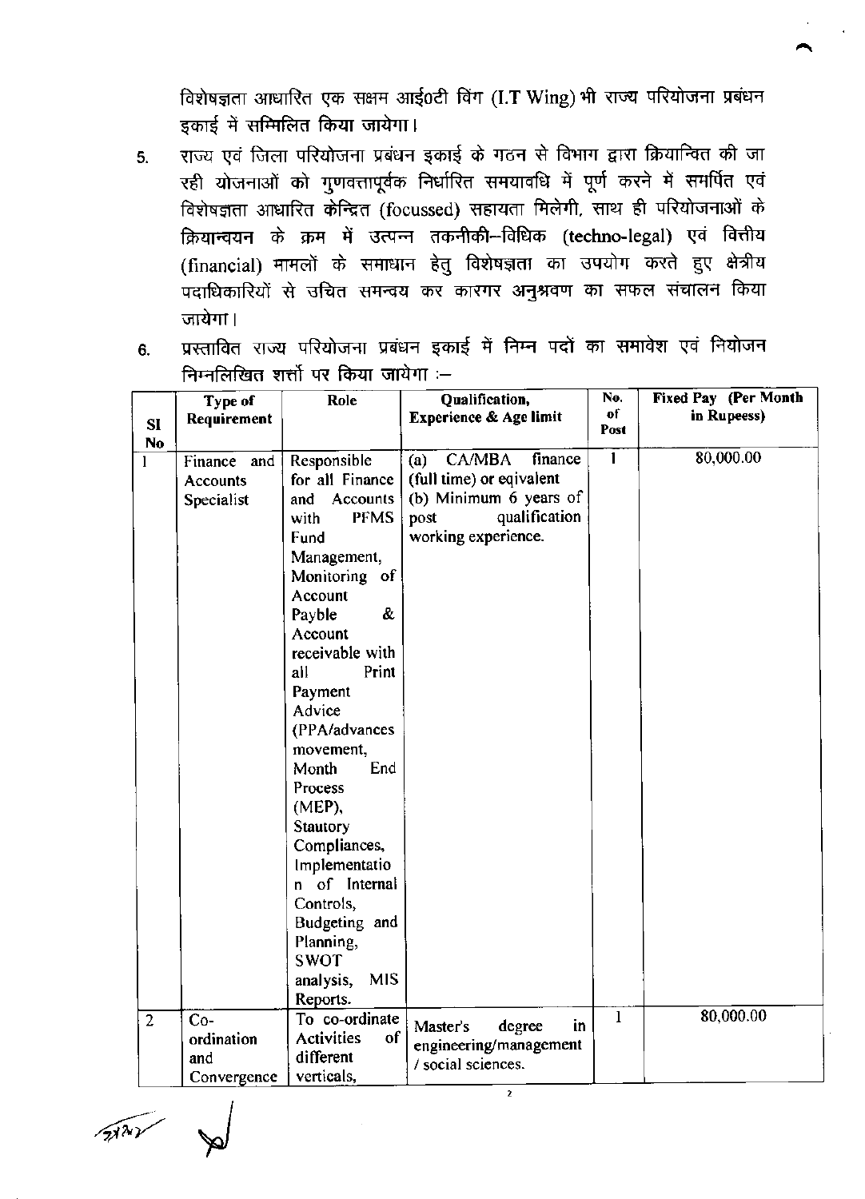विशेषज्ञता आधारित एक सक्षम आई0टी विंग (I.T Wing) भी राज्य परियोजना प्रबंधन इकाई में सम्मिलित किया जायेगा।

5. राज्य एवं जिला परियोजना प्रबंधन इकाई के गठन से विभाग द्वारा क्रियान्वित की जा रही योजनाओं को गुणवत्तापूर्वक निर्धारित समयावधि में पूर्ण करने में समर्पित एवं विशेषज्ञता आधारित केन्द्रित (focussed) सहायता मिलेगी, साथ ही परियोजनाओं के क्रियान्वयन के क्रम में उत्पन्न तकनीकी–विधिक (techno-legal) एवं वित्तीय (financial) मामलों के समाधान हेतु विशेषज्ञता का उपयोग करते हुए क्षेत्रीय पदाधिकारियों से उचित समन्वय कर कारगर अनुश्रवण का सफल संचालन किया जायेगा।

6. प्रस्तावित राज्य परियोजना प्रबंधन इकाई में निम्न पदों का समावेश एवं नियोजन निम्नलिखित शर्त्तों पर किया जायेगा :–

| Sl No | Type of Requirement | Role | Qualification, Experience & Age limit | No. of Post | Fixed Pay (Per Month in Rupeess) |
|---|---|---|---|---|---|
| 1 | Finance and Accounts Specialist | Responsible for all Finance and Accounts with PFMS Fund Management, Monitoring of Account Payble & Account receivable with all Print Payment Advice (PPA/advances movement, Month End Process (MEP), Stautory Compliances, Implementation of Internal Controls, Budgeting and Planning, SWOT analysis, MIS Reports. | (a) CA/MBA finance (full time) or eqivalent<br>(b) Minimum 6 years of post qualification working experience. | 1 | 80,000.00 |
| 2 | Co-ordination and Convergence | To co-ordinate Activities of different verticals, | Master's degree in engineering/management / social sciences. | 1 | 80,000.00 |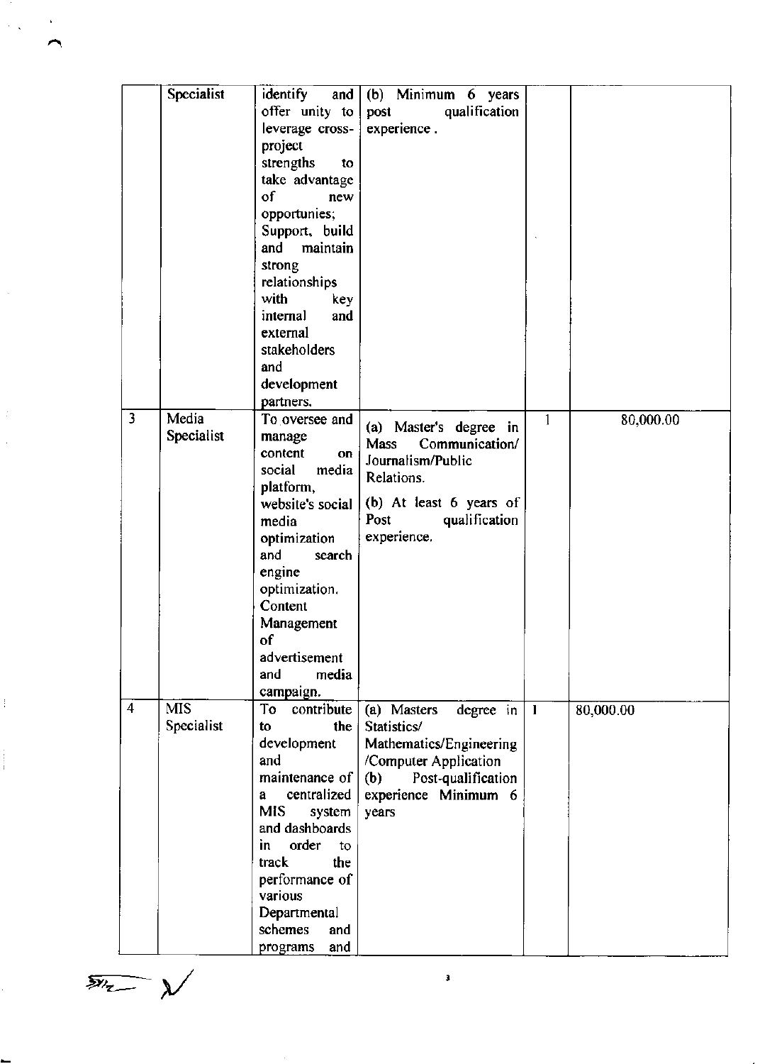| | Specialist | identify and offer unity to leverage cross-project strengths to take advantage of new opportunies; Support, build and maintain strong relationships with key internal and external stakeholders and development partners. | (b) Minimum 6 years post qualification experience. | | |
|---|---|---|---|---|---|
| 3 | Media Specialist | To oversee and manage content on social media platform, website's social media optimization and search engine optimization. Content Management of advertisement and media campaign. | (a) Master's degree in Mass Communication/ Journalism/Public Relations.<br><br>(b) At least 6 years of Post qualification experience. | 1 | 80,000.00 |
| 4 | MIS Specialist | To contribute to the development and maintenance of a centralized MIS system and dashboards in order to track the performance of various Departmental schemes and programs and | (a) Masters degree in Statistics/ Mathematics/Engineering /Computer Application<br>(b) Post-qualification experience Minimum 6 years | 1 | 80,000.00 |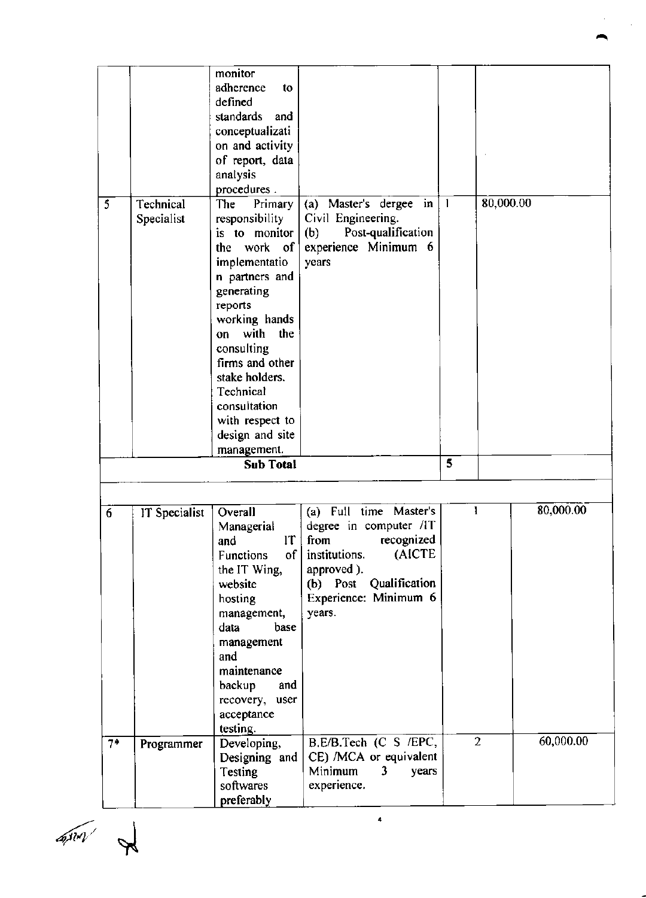| | | | | | |
|---|---|---|---|---|---|
| | | monitor adherence to defined standards and conceptualization and activity of report, data analysis procedures . | | | |
| 5 | Technical Specialist | The Primary responsibility is to monitor the work of implementation partners and generating reports working hands on with the consulting firms and other stake holders. Technical consultation with respect to design and site management. | (a) Master's dergee in Civil Engineering. (b) Post-qualification experience Minimum 6 years | 1 | 80,000.00 |
| | | **Sub Total** | | 5 | |
| | | | | | |
| 6 | IT Specialist | Overall Managerial and IT Functions of the IT Wing, website hosting management, data base management and maintenance backup and recovery, user acceptance testing. | (a) Full time Master's degree in computer /IT from recognized institutions. (AICTE approved ). (b) Post Qualification Experience: Minimum 6 years. | 1 | 80,000.00 |
| 7* | Programmer | Developing, Designing and Testing softwares preferably | B.E/B.Tech (C S /EPC, CE) /MCA or equivalent Minimum 3 years experience. | 2 | 60,000.00 |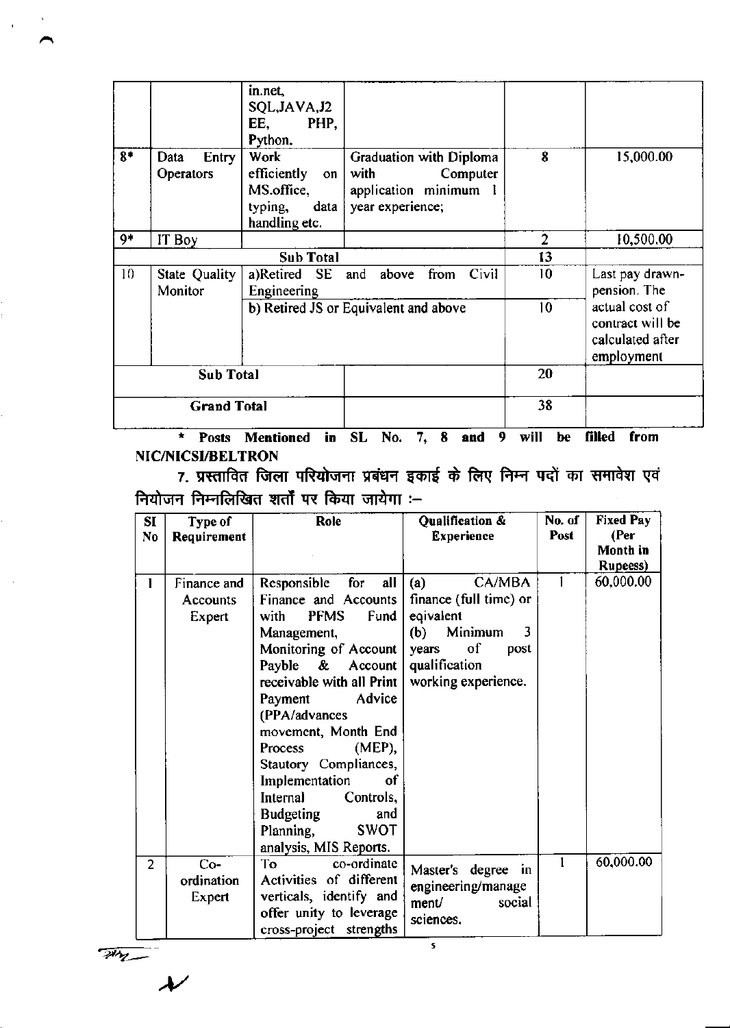| | | in.net, SQL,JAVA,J2 EE, PHP, Python. | | | |
|---|---|---|---|---|---|
| 8* | Data Entry Operators | Work efficiently on MS.office, typing, data handling etc. | Graduation with Diploma with Computer application minimum 1 year experience; | 8 | 15,000.00 |
| 9* | IT Boy | | | 2 | 10,500.00 |
| | | Sub Total | | 13 | |
| 10 | State Quality Monitor | a)Retired SE and above from Civil Engineering | | 10 | Last pay drawn-pension. The actual cost of contract will be calculated after employment |
| | | b) Retired JS or Equivalent and above | | 10 | |
| Sub Total | | | | 20 | |
| Grand Total | | | | 38 | |

**\* Posts Mentioned in SL No. 7, 8 and 9 will be filled from NIC/NICSI/BELTRON**

7. प्रस्तावित जिला परियोजना प्रबंधन इकाई के लिए निम्न पदों का समावेश एवं नियोजन निम्नलिखित शर्तों पर किया जायेगा :–

| Sl No | Type of Requirement | Role | Qualification & Experience | No. of Post | Fixed Pay (Per Month in Rupeess) |
|---|---|---|---|---|---|
| 1 | Finance and Accounts Expert | Responsible for all Finance and Accounts with PFMS Fund Management, Monitoring of Account Payble & Account receivable with all Print Payment Advice (PPA/advances movement, Month End Process (MEP), Stautory Compliances, Implementation of Internal Controls, Budgeting and Planning, SWOT analysis, MIS Reports. | (a) CA/MBA finance (full time) or eqivalent (b) Minimum 3 years of post qualification working experience. | 1 | 60,000.00 |
| 2 | Co-ordination Expert | To co-ordinate Activities of different verticals, identify and offer unity to leverage cross-project strengths | Master's degree in engineering/management/ social sciences. | 1 | 60,000.00 |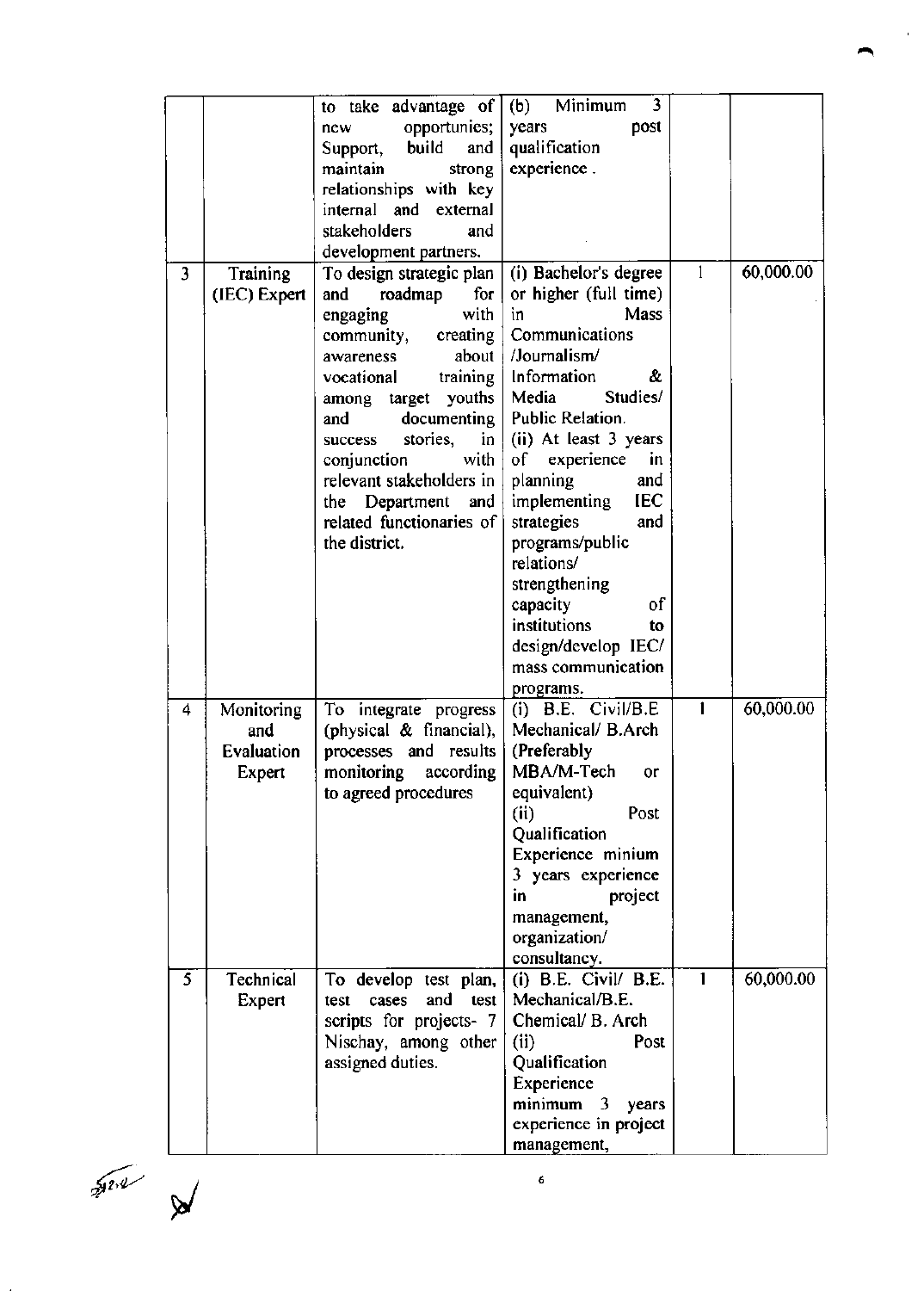| | | to take advantage of new opportunies; Support, build and maintain strong relationships with key internal and external stakeholders and development partners. | (b) Minimum 3 years post qualification experience . | | |
|---|---|---|---|---|---|
| 3 | Training (IEC) Expert | To design strategic plan and roadmap for engaging with community, creating awareness about vocational training among target youths and documenting success stories, in conjunction with relevant stakeholders in the Department and related functionaries of the district. | (i) Bachelor's degree or higher (full time) in Mass Communications /Journalism/ Information & Media Studies/ Public Relation. (ii) At least 3 years of experience in planning and implementing IEC strategies and programs/public relations/ strengthening capacity of institutions to design/develop IEC/ mass communication programs. | 1 | 60,000.00 |
| 4 | Monitoring and Evaluation Expert | To integrate progress (physical & financial), processes and results monitoring according to agreed procedures | (i) B.E. Civil/B.E Mechanical/ B.Arch (Preferably MBA/M-Tech or equivalent) (ii) Post Qualification Experience minium 3 years experience in project management, organization/ consultancy. | 1 | 60,000.00 |
| 5 | Technical Expert | To develop test plan, test cases and test scripts for projects- 7 Nischay, among other assigned duties. | (i) B.E. Civil/ B.E. Mechanical/B.E. Chemical/ B. Arch (ii) Post Qualification Experience minimum 3 years experience in project management, | 1 | 60,000.00 |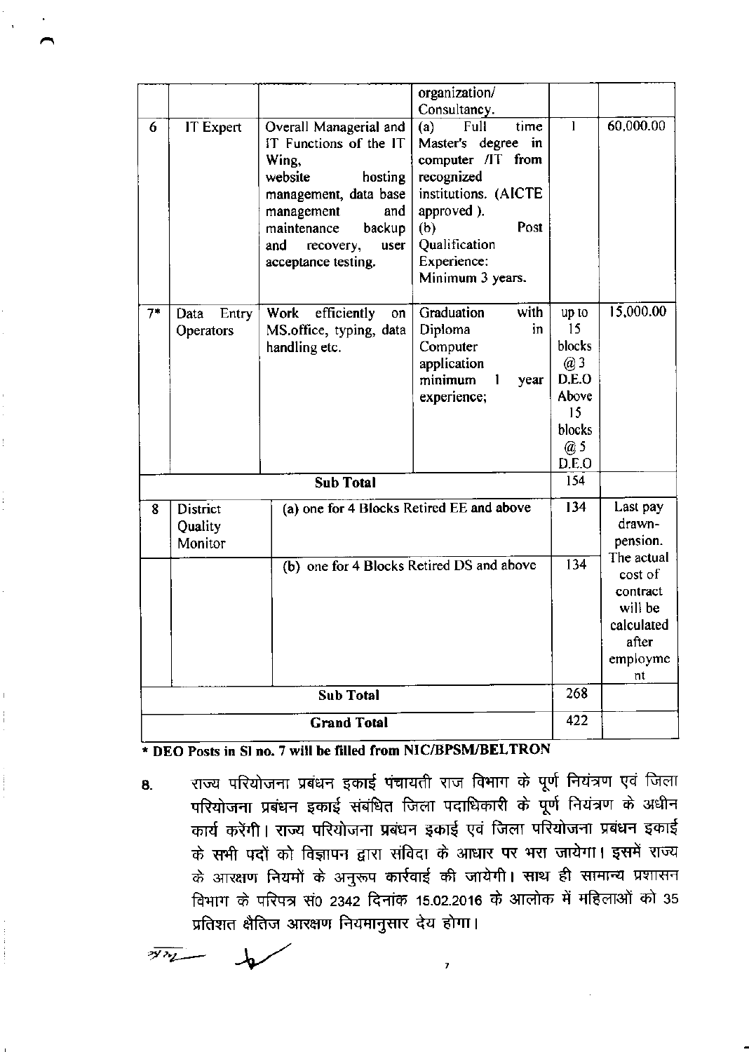| | | | organization/ Consultancy. | | |
|---|---|---|---|---|---|
| 6 | IT Expert | Overall Managerial and IT Functions of the IT Wing, website hosting management, data base management and maintenance backup and recovery, user acceptance testing. | (a) Full time Master's degree in computer /IT from recognized institutions. (AICTE approved ). (b) Post Qualification Experience: Minimum 3 years. | 1 | 60,000.00 |
| 7* | Data Entry Operators | Work efficiently on MS.office, typing, data handling etc. | Graduation with Diploma in Computer application minimum 1 year experience; | up to 15 blocks @ 3 D.E.O Above 15 blocks @ 5 D.E.O | 15,000.00 |
| | | **Sub Total** | | 154 | |
| 8 | District Quality Monitor | (a) one for 4 Blocks Retired EE and above | | 134 | Last pay drawn-pension. The actual cost of contract will be calculated after employment |
| | | (b) one for 4 Blocks Retired DS and above | | 134 | |
| | | **Sub Total** | | 268 | |
| | | **Grand Total** | | 422 | |

**\* DEO Posts in Sl no. 7 will be filled from NIC/BPSM/BELTRON**

8. राज्य परियोजना प्रबंधन इकाई पंचायती राज विभाग के पूर्ण नियंत्रण एवं जिला परियोजना प्रबंधन इकाई संबंधित जिला पदाधिकारी के पूर्ण नियंत्रण के अधीन कार्य करेंगी। राज्य परियोजना प्रबंधन इकाई एवं जिला परियोजना प्रबंधन इकाई के सभी पदों को विज्ञापन द्वारा संविदा के आधार पर भरा जायेगा। इसमें राज्य के आरक्षण नियमों के अनुरूप कार्रवाई की जायेगी। साथ ही सामान्य प्रशासन विभाग के परिपत्र सं0 2342 दिनांक 15.02.2016 के आलोक में महिलाओं को 35 प्रतिशत क्षैतिज आरक्षण नियमानुसार देय होगा।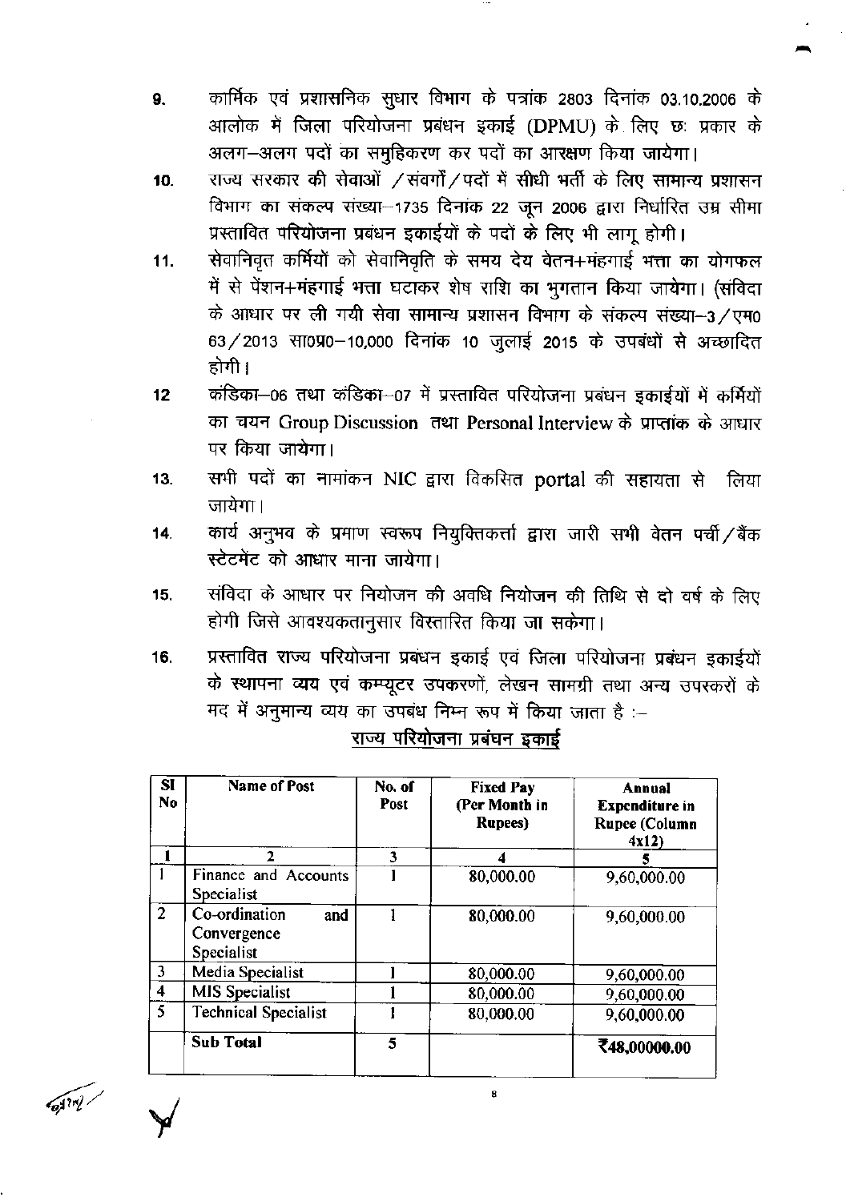9. कार्मिक एवं प्रशासनिक सुधार विभाग के पत्रांक 2803 दिनांक 03.10.2006 के आलोक में जिला परियोजना प्रबंधन इकाई (DPMU) के लिए छः प्रकार के अलग–अलग पदों का समुहिकरण कर पदों का आरक्षण किया जायेगा।
10. राज्य सरकार की सेवाओं /संवर्गो/पदों में सीधी भर्ती के लिए सामान्य प्रशासन विभाग का संकल्प संख्या–1735 दिनांक 22 जून 2006 द्वारा निर्धारित उम्र सीमा प्रस्तावित परियोजना प्रबंधन इकाईयों के पदों के लिए भी लागू होगी।
11. सेवानिवृत कर्मियों को सेवानिवृति के समय देय वेतन+मंहगाई भत्ता का योगफल में से पेंशन+मंहगाई भत्ता घटाकर शेष राशि का भुगतान किया जायेगा। (संविदा के आधार पर ली गयी सेवा सामान्य प्रशासन विभाग के संकल्प संख्या–3/एम0 63/2013 सा0प्र0–10,000 दिनांक 10 जुलाई 2015 के उपबंधों से अच्छादित होगी।
12. कंडिका–06 तथा कंडिका–07 में प्रस्तावित परियोजना प्रबंधन इकाईयों में कर्मियों का चयन Group Discussion तथा Personal Interview के प्राप्तांक के आधार पर किया जायेगा।
13. सभी पदों का नामांकन NIC द्वारा विकसित portal की सहायता से लिया जायेगा।
14. कार्य अनुभव के प्रमाण स्वरूप नियुक्तिकर्त्ता द्वारा जारी सभी वेतन पर्ची/बैंक स्टेटमेंट को आधार माना जायेगा।
15. संविदा के आधार पर नियोजन की अवधि नियोजन की तिथि से दो वर्ष के लिए होगी जिसे आवश्यकतानुसार विस्तारित किया जा सकेगा।
16. प्रस्तावित राज्य परियोजना प्रबंधन इकाई एवं जिला परियोजना प्रबंधन इकाईयों के स्थापना व्यय एवं कम्प्यूटर उपकरणों, लेखन सामग्री तथा अन्य उपस्करों के मद में अनुमान्य व्यय का उपबंध निम्न रूप में किया जाता है :–

**राज्य परियोजना प्रबंधन इकाई**

| Sl No | Name of Post | No. of Post | Fixed Pay (Per Month in Rupees) | Annual Expenditure in Rupee (Column 4x12) |
|---|---|---|---|---|
| 1 | 2 | 3 | 4 | 5 |
| 1 | Finance and Accounts Specialist | 1 | 80,000.00 | 9,60,000.00 |
| 2 | Co-ordination and Convergence Specialist | 1 | 80,000.00 | 9,60,000.00 |
| 3 | Media Specialist | 1 | 80,000.00 | 9,60,000.00 |
| 4 | MIS Specialist | 1 | 80,000.00 | 9,60,000.00 |
| 5 | Technical Specialist | 1 | 80,000.00 | 9,60,000.00 |
| | **Sub Total** | **5** | | **₹48,00000.00** |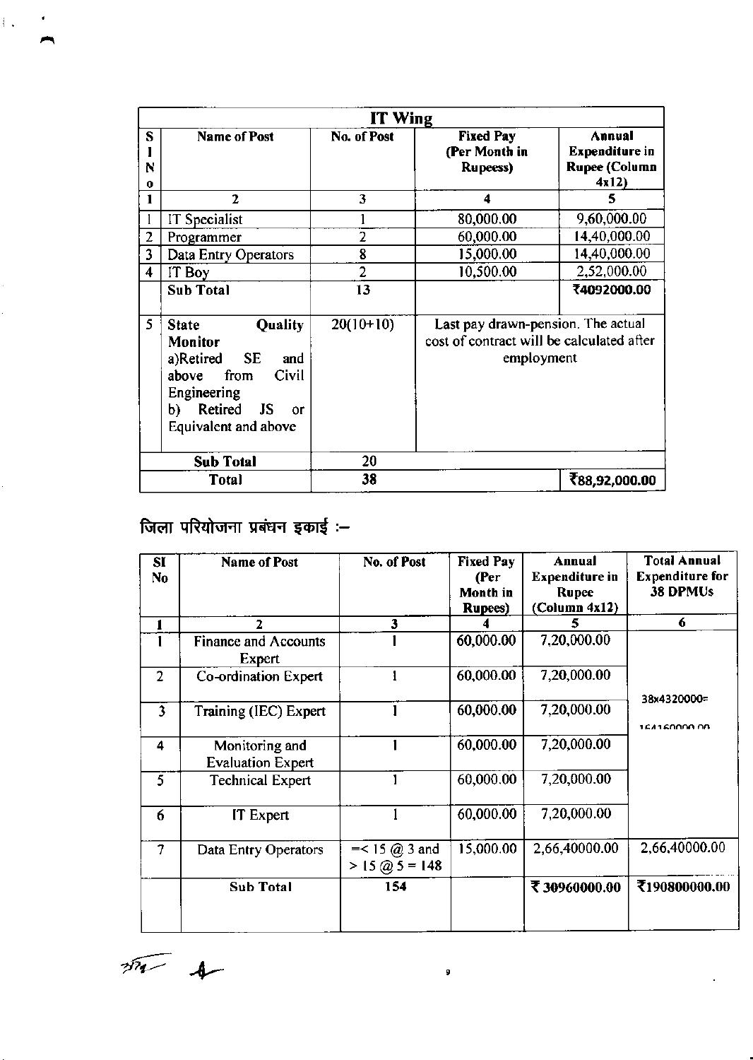| IT Wing | | | | |
|---|---|---|---|---|
| Sl No | Name of Post | No. of Post | Fixed Pay (Per Month in Rupeess) | Annual Expenditure in Rupee (Column 4x12) |
| 1 | 2 | 3 | 4 | 5 |
| 1 | IT Specialist | 1 | 80,000.00 | 9,60,000.00 |
| 2 | Programmer | 2 | 60,000.00 | 14,40,000.00 |
| 3 | Data Entry Operators | 8 | 15,000.00 | 14,40,000.00 |
| 4 | IT Boy | 2 | 10,500.00 | 2,52,000.00 |
| | **Sub Total** | 13 | | ₹4092000.00 |
| 5 | **State Quality Monitor** a)Retired SE and above from Civil Engineering b) Retired JS or Equivalent and above | 20(10+10) | Last pay drawn-pension. The actual cost of contract will be calculated after employment | |
| | **Sub Total** | 20 | | |
| | **Total** | 38 | | ₹88,92,000.00 |

## जिला परियोजना प्रबंधन इकाई :–

| Sl No | Name of Post | No. of Post | Fixed Pay (Per Month in Rupees) | Annual Expenditure in Rupee (Column 4x12) | Total Annual Expenditure for 38 DPMUs |
|---|---|---|---|---|---|
| 1 | 2 | 3 | 4 | 5 | 6 |
| 1 | Finance and Accounts Expert | 1 | 60,000.00 | 7,20,000.00 | 38x4320000= 164160000.00 |
| 2 | Co-ordination Expert | 1 | 60,000.00 | 7,20,000.00 | |
| 3 | Training (IEC) Expert | 1 | 60,000.00 | 7,20,000.00 | |
| 4 | Monitoring and Evaluation Expert | 1 | 60,000.00 | 7,20,000.00 | |
| 5 | Technical Expert | 1 | 60,000.00 | 7,20,000.00 | |
| 6 | IT Expert | 1 | 60,000.00 | 7,20,000.00 | |
| 7 | Data Entry Operators | =< 15 @ 3 and > 15 @ 5 = 148 | 15,000.00 | 2,66,40000.00 | 2,66,40000.00 |
| | **Sub Total** | 154 | | ₹ 30960000.00 | ₹190800000.00 |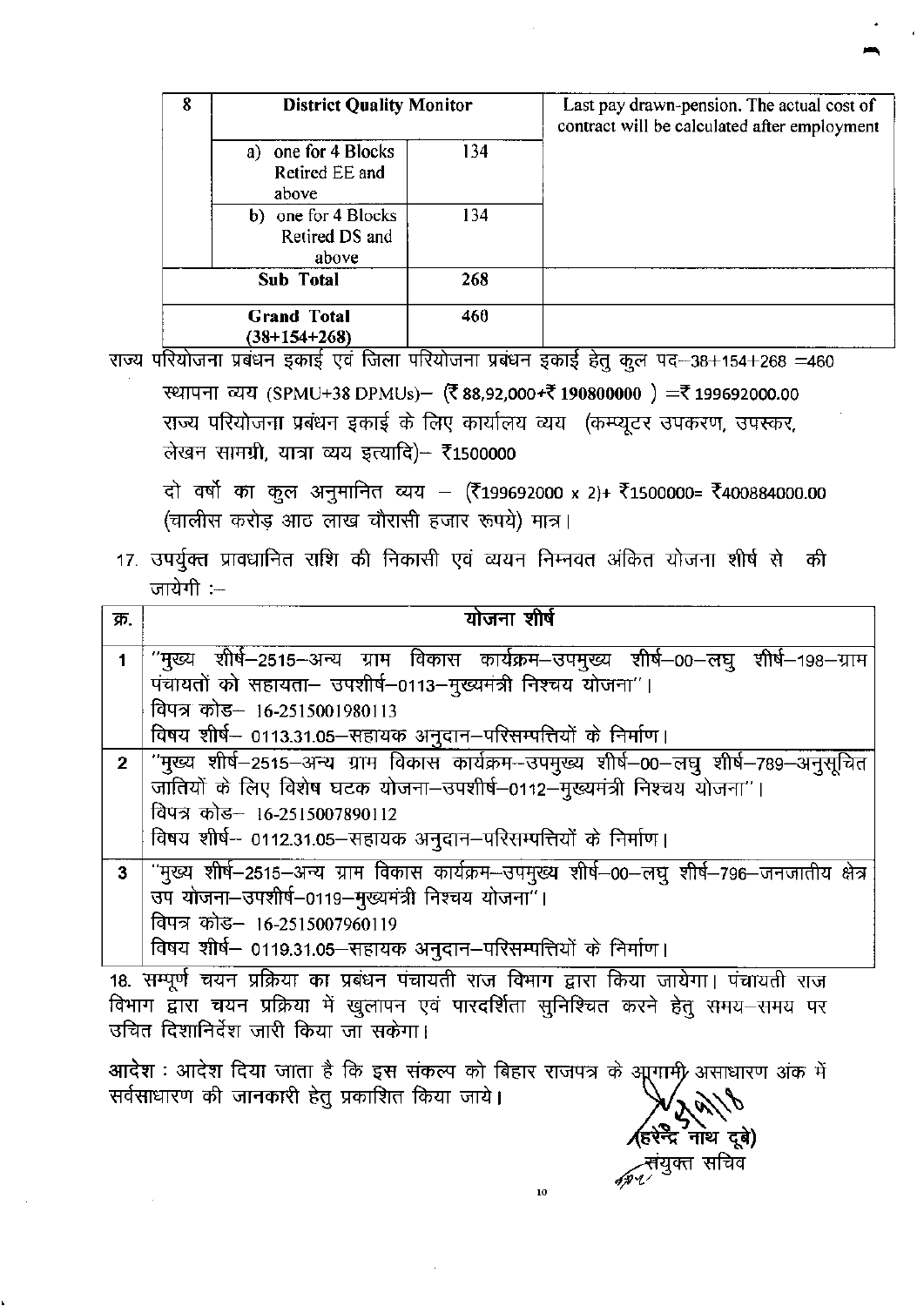| 8 | District Quality Monitor | | Last pay drawn-pension. The actual cost of contract will be calculated after employment |
|---|---|---|---|
| | a) one for 4 Blocks Retired EE and above | 134 | |
| | b) one for 4 Blocks Retired DS and above | 134 | |
| | Sub Total | 268 | |
| | Grand Total (38+154+268) | 460 | |

राज्य परियोजना प्रबंधन इकाई एवं जिला परियोजना प्रबंधन इकाई हेतु कुल पद–38+154+268 =460

स्थापना व्यय (SPMU+38 DPMUs)– (₹ 88,92,000+₹ 190800000 ) =₹ 199692000.00

राज्य परियोजना प्रबंधन इकाई के लिए कार्यालय व्यय (कम्प्यूटर उपकरण, उपस्कर, लेखन सामग्री, यात्रा व्यय इत्यादि)– ₹1500000

दो वर्षो का कुल अनुमानित व्यय – (₹199692000 x 2)+ ₹1500000= ₹400884000.00 (चालीस करोड़ आठ लाख चौरासी हजार रूपये) मात्र।

17. उपर्युक्त प्रावधानित राशि की निकासी एवं व्ययन निम्नवत अंकित योजना शीर्ष से की जायेगी :–

| क्र. | योजना शीर्ष |
|---|---|
| 1 | "मुख्य शीर्ष–2515–अन्य ग्राम विकास कार्यक्रम–उपमुख्य शीर्ष–00–लघु शीर्ष–198–ग्राम पंचायतों को सहायता– उपशीर्ष–0113–मुख्यमंत्री निश्चय योजना"। विपत्र कोड– 16-2515001980113 विषय शीर्ष– 0113.31.05–सहायक अनुदान–परिसम्पत्तियों के निर्माण। |
| 2 | "मुख्य शीर्ष–2515–अन्य ग्राम विकास कार्यक्रम–उपमुख्य शीर्ष–00–लघु शीर्ष–789–अनुसूचित जातियों के लिए विशेष घटक योजना–उपशीर्ष–0112–मुख्यमंत्री निश्चय योजना"। विपत्र कोड– 16-2515007890112 विषय शीर्ष– 0112.31.05–सहायक अनुदान–परिसम्पत्तियों के निर्माण। |
| 3 | "मुख्य शीर्ष–2515–अन्य ग्राम विकास कार्यक्रम–उपमुख्य शीर्ष–00–लघु शीर्ष–796–जनजातीय क्षेत्र उप योजना–उपशीर्ष–0119–मुख्यमंत्री निश्चय योजना"। विपत्र कोड– 16-2515007960119 विषय शीर्ष– 0119.31.05–सहायक अनुदान–परिसम्पत्तियों के निर्माण। |

18. सम्पूर्ण चयन प्रक्रिया का प्रबंधन पंचायती राज विभाग द्वारा किया जायेगा। पंचायती राज विभाग द्वारा चयन प्रक्रिया में खुलापन एवं पारदर्शिता सुनिश्चित करने हेतु समय–समय पर उचित दिशानिर्देश जारी किया जा सकेगा।

**आदेश :** आदेश दिया जाता है कि इस संकल्प को बिहार राजपत्र के आगामी असाधारण अंक में सर्वसाधारण की जानकारी हेतु प्रकाशित किया जाये।

(हरेन्द्र नाथ दूबे)
संयुक्त सचिव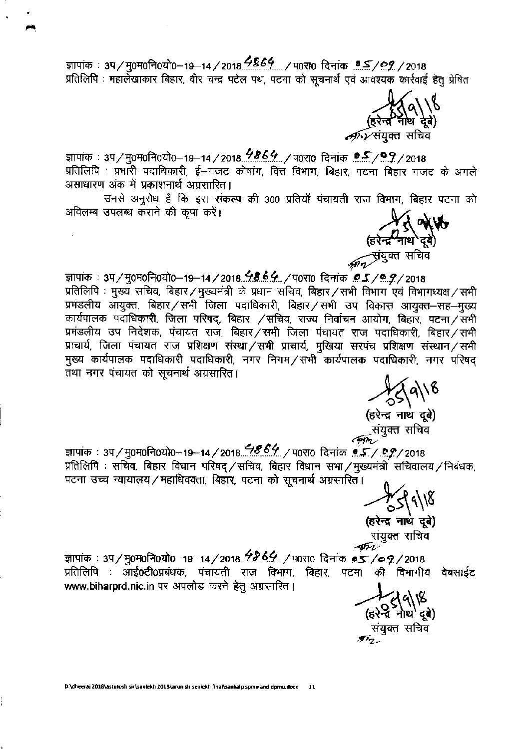ज्ञापांक : 3प/मु0म0नि0यो0–19–14/2018 4864 /प0रा0 दिनांक 05/09/2018
प्रतिलिपि : महालेखाकार बिहार, वीर चन्द पटेल पथ, पटना को सूचनार्थ एवं आवश्यक कार्रवाई हेतु प्रेषित

(हरेन्द्र नाथ दूबे)
संयुक्त सचिव

ज्ञापांक : 3प/मु0म0नि0यो0–19–14/2018 4864 /प0रा0 दिनांक 05/09/2018
प्रतिलिपि : प्रभारी पदाधिकारी, ई–गजट कोषांग, वित्त विभाग, बिहार, पटना बिहार गजट के अगले असाधारण अंक में प्रकाशनार्थ अग्रसारित।

उनसे अनुरोध है कि इस संकल्प की 300 प्रतियाँ पंचायती राज विभाग, बिहार पटना को अविलम्ब उपलब्ध कराने की कृपा करें।

(हरेन्द्र नाथ दूबे)
संयुक्त सचिव

ज्ञापांक : 3प/मु0म0नि0यो0–19–14/2018 4864 /प0रा0 दिनांक 05/09/2018
प्रतिलिपि : मुख्य सचिव, बिहार/मुख्यमंत्री के प्रधान सचिव, बिहार/सभी विभाग एवं विभागध्यक्ष/सभी प्रमंडलीय आयुक्त, बिहार/सभी जिला पदाधिकारी, बिहार/सभी उप विकास आयुक्त–सह–मुख्य कार्यपालक पदाधिकारी, जिला परिषद, बिहार /सचिव, राज्य निर्वाचन आयोग, बिहार, पटना/सभी प्रमंडलीय उप निदेशक, पंचायत राज, बिहार/सभी जिला पंचायत राज पदाधिकारी, बिहार/सभी प्राचार्य, जिला पंचायत राज प्रशिक्षण संस्था/सभी प्राचार्य, मुखिया सरपंच प्रशिक्षण संस्थान/सभी मुख्य कार्यपालक पदाधिकारी पदाधिकारी, नगर निगम/सभी कार्यपालक पदाधिकारी, नगर परिषद तथा नगर पंचायत को सूचनार्थ अग्रसारित।

(हरेन्द्र नाथ दूबे)
संयुक्त सचिव

ज्ञापांक : 3प/मु0म0नि0यो0–19–14/2018 4864 /प0रा0 दिनांक 05/09/2018
प्रतिलिपि : सचिव, बिहार विधान परिषद्/सचिव, बिहार विधान सभा/मुख्यमंत्री सचिवालय/निबंधक, पटना उच्च न्यायालय/महाधिवक्ता, बिहार, पटना को सूचनार्थ अग्रसारित।

(हरेन्द्र नाथ दूबे)
संयुक्त सचिव

ज्ञापांक : 3प/मु0म0नि0यो0–19–14/2018 4864 /प0रा0 दिनांक 05/09/2018
प्रतिलिपि : आई0टी0प्रबंधक, पंचायती राज विभाग, बिहार, पटना की विभागीय वेबसाईट www.biharprd.nic.in पर अपलोड करने हेतु अग्रसारित।

(हरेन्द्र नाथ दूबे)
संयुक्त सचिव